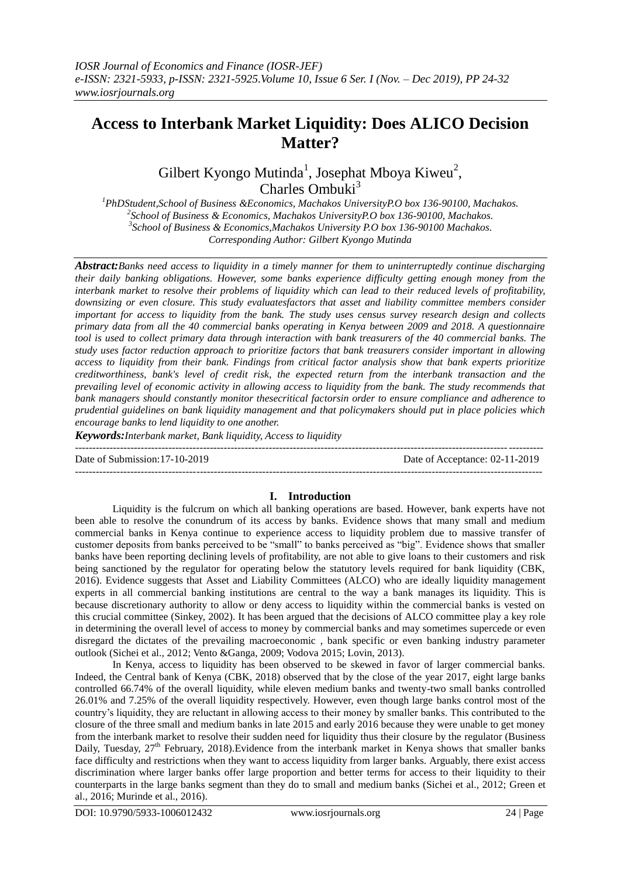# Access to Interbank Market Liquidity: Does ALICO Decision Matter?

Gilbert Kyongo Mutinda[1], Josephat Mboya Kiweu[2], Charles Ombuki[3]

[1]PhDStudent,School of Business &Economics, Machakos UniversityP.O box 136-90100, Machakos.
[2]School of Business & Economics, Machakos UniversityP.O box 136-90100, Machakos.
[3]School of Business & Economics,Machakos University P.O box 136-90100 Machakos.
*Corresponding Author: Gilbert Kyongo Mutinda*

***Abstract:*** *Banks need access to liquidity in a timely manner for them to uninterruptedly continue discharging their daily banking obligations. However, some banks experience difficulty getting enough money from the interbank market to resolve their problems of liquidity which can lead to their reduced levels of profitability, downsizing or even closure. This study evaluatesfactors that asset and liability committee members consider important for access to liquidity from the bank. The study uses census survey research design and collects primary data from all the 40 commercial banks operating in Kenya between 2009 and 2018. A questionnaire tool is used to collect primary data through interaction with bank treasurers of the 40 commercial banks. The study uses factor reduction approach to prioritize factors that bank treasurers consider important in allowing access to liquidity from their bank. Findings from critical factor analysis show that bank experts prioritize creditworthiness, bank's level of credit risk, the expected return from the interbank transaction and the prevailing level of economic activity in allowing access to liquidity from the bank. The study recommends that bank managers should constantly monitor thesecritical factorsin order to ensure compliance and adherence to prudential guidelines on bank liquidity management and that policymakers should put in place policies which encourage banks to lend liquidity to one another.*

***Keywords:*** *Interbank market, Bank liquidity, Access to liquidity*

Date of Submission:17-10-2019 | Date of Acceptance: 02-11-2019

## I. Introduction

Liquidity is the fulcrum on which all banking operations are based. However, bank experts have not been able to resolve the conundrum of its access by banks. Evidence shows that many small and medium commercial banks in Kenya continue to experience access to liquidity problem due to massive transfer of customer deposits from banks perceived to be "small" to banks perceived as "big". Evidence shows that smaller banks have been reporting declining levels of profitability, are not able to give loans to their customers and risk being sanctioned by the regulator for operating below the statutory levels required for bank liquidity (CBK, 2016). Evidence suggests that Asset and Liability Committees (ALCO) who are ideally liquidity management experts in all commercial banking institutions are central to the way a bank manages its liquidity. This is because discretionary authority to allow or deny access to liquidity within the commercial banks is vested on this crucial committee (Sinkey, 2002). It has been argued that the decisions of ALCO committee play a key role in determining the overall level of access to money by commercial banks and may sometimes supercede or even disregard the dictates of the prevailing macroeconomic , bank specific or even banking industry parameter outlook (Sichei et al., 2012; Vento &Ganga, 2009; Vodova 2015; Lovin, 2013).

In Kenya, access to liquidity has been observed to be skewed in favor of larger commercial banks. Indeed, the Central bank of Kenya (CBK, 2018) observed that by the close of the year 2017, eight large banks controlled 66.74% of the overall liquidity, while eleven medium banks and twenty-two small banks controlled 26.01% and 7.25% of the overall liquidity respectively. However, even though large banks control most of the country's liquidity, they are reluctant in allowing access to their money by smaller banks. This contributed to the closure of the three small and medium banks in late 2015 and early 2016 because they were unable to get money from the interbank market to resolve their sudden need for liquidity thus their closure by the regulator (Business Daily, Tuesday, 27th February, 2018).Evidence from the interbank market in Kenya shows that smaller banks face difficulty and restrictions when they want to access liquidity from larger banks. Arguably, there exist access discrimination where larger banks offer large proportion and better terms for access to their liquidity to their counterparts in the large banks segment than they do to small and medium banks (Sichei et al., 2012; Green et al., 2016; Murinde et al., 2016).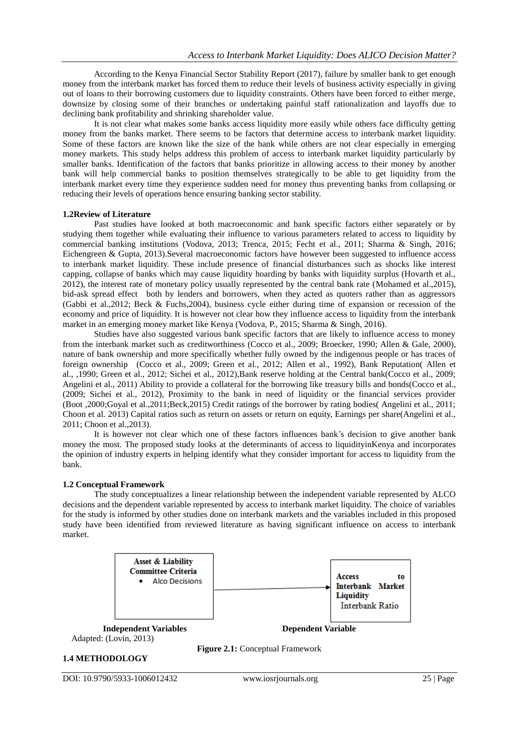According to the Kenya Financial Sector Stability Report (2017), failure by smaller bank to get enough money from the interbank market has forced them to reduce their levels of business activity especially in giving out of loans to their borrowing customers due to liquidity constraints. Others have been forced to either merge, downsize by closing some of their branches or undertaking painful staff rationalization and layoffs due to declining bank profitability and shrinking shareholder value.

It is not clear what makes some banks access liquidity more easily while others face difficulty getting money from the banks market. There seems to be factors that determine access to interbank market liquidity. Some of these factors are known like the size of the bank while others are not clear especially in emerging money markets. This study helps address this problem of access to interbank market liquidity particularly by smaller banks. Identification of the factors that banks prioritize in allowing access to their money by another bank will help commercial banks to position themselves strategically to be able to get liquidity from the interbank market every time they experience sudden need for money thus preventing banks from collapsing or reducing their levels of operations hence ensuring banking sector stability.

### 1.2Review of Literature

Past studies have looked at both macroeconomic and bank specific factors either separately or by studying them together while evaluating their influence to various parameters related to access to liquidity by commercial banking institutions (Vodova, 2013; Trenca, 2015; Fecht et al., 2011; Sharma & Singh, 2016; Eichengreen & Gupta, 2013).Several macroeconomic factors have however been suggested to influence access to interbank market liquidity. These include presence of financial disturbances such as shocks like interest capping, collapse of banks which may cause liquidity hoarding by banks with liquidity surplus (Hovarth et al., 2012), the interest rate of monetary policy usually represented by the central bank rate (Mohamed et al.,2015), bid-ask spread effect both by lenders and borrowers, when they acted as quoters rather than as aggressors (Gabbi et al.,2012; Beck & Fuchs,2004), business cycle either during time of expansion or recession of the economy and price of liquidity. It is however not clear how they influence access to liquidity from the interbank market in an emerging money market like Kenya (Vodova, P., 2015; Sharma & Singh, 2016).

Studies have also suggested various bank specific factors that are likely to influence access to money from the interbank market such as creditworthiness (Cocco et al., 2009; Broecker, 1990; Allen & Gale, 2000), nature of bank ownership and more specifically whether fully owned by the indigenous people or has traces of foreign ownership (Cocco et al., 2009; Green et al., 2012; Allen et al., 1992), Bank Reputation( Allen et al., ,1990; Green et al., 2012; Sichei et al., 2012),Bank reserve holding at the Central bank(Cocco et al., 2009; Angelini et al., 2011) Ability to provide a collateral for the borrowing like treasury bills and bonds(Cocco et al., (2009; Sichei et al., 2012), Proximity to the bank in need of liquidity or the financial services provider (Boot ,2000;Goyal et al.,2011;Beck,2015) Credit ratings of the borrower by rating bodies( Angelini et al., 2011; Choon et al. 2013) Capital ratios such as return on assets or return on equity, Earnings per share(Angelini et al., 2011; Choon et al.,2013).

It is however not clear which one of these factors influences bank's decision to give another bank money the most. The proposed study looks at the determinants of access to liquidityinKenya and incorporates the opinion of industry experts in helping identify what they consider important for access to liquidity from the bank.

### 1.2 Conceptual Framework

The study conceptualizes a linear relationship between the independent variable represented by ALCO decisions and the dependent variable represented by access to interbank market liquidity. The choice of variables for the study is informed by other studies done on interbank markets and the variables included in this proposed study have been identified from reviewed literature as having significant influence on access to interbank market.

| Independent Variables | | Dependent Variable |
|---|---|---|
| **Asset & Liability Committee Criteria**<br>• Alco Decisions | → | **Access to Interbank Market Liquidity**<br>Interbank Ratio |

Adapted: (Lovin, 2013)

**Figure 2.1:** Conceptual Framework

### 1.4 METHODOLOGY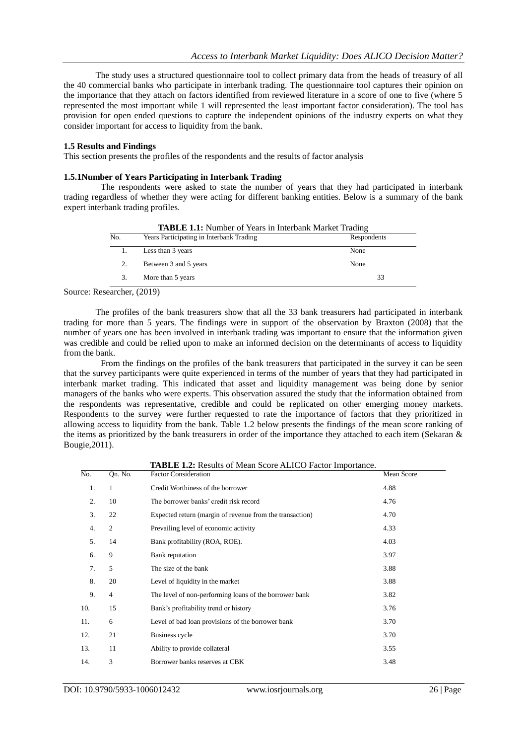The study uses a structured questionnaire tool to collect primary data from the heads of treasury of all the 40 commercial banks who participate in interbank trading. The questionnaire tool captures their opinion on the importance that they attach on factors identified from reviewed literature in a score of one to five (where 5 represented the most important while 1 will represented the least important factor consideration). The tool has provision for open ended questions to capture the independent opinions of the industry experts on what they consider important for access to liquidity from the bank.

### 1.5 Results and Findings

This section presents the profiles of the respondents and the results of factor analysis

#### 1.5.1Number of Years Participating in Interbank Trading

The respondents were asked to state the number of years that they had participated in interbank trading regardless of whether they were acting for different banking entities. Below is a summary of the bank expert interbank trading profiles.

**TABLE 1.1:** Number of Years in Interbank Market Trading

| No. | Years Participating in Interbank Trading | Respondents |
|---|---|---|
| 1. | Less than 3 years | None |
| 2. | Between 3 and 5 years | None |
| 3. | More than 5 years | 33 |

Source: Researcher, (2019)

The profiles of the bank treasurers show that all the 33 bank treasurers had participated in interbank trading for more than 5 years. The findings were in support of the observation by Braxton (2008) that the number of years one has been involved in interbank trading was important to ensure that the information given was credible and could be relied upon to make an informed decision on the determinants of access to liquidity from the bank.

From the findings on the profiles of the bank treasurers that participated in the survey it can be seen that the survey participants were quite experienced in terms of the number of years that they had participated in interbank market trading. This indicated that asset and liquidity management was being done by senior managers of the banks who were experts. This observation assured the study that the information obtained from the respondents was representative, credible and could be replicated on other emerging money markets. Respondents to the survey were further requested to rate the importance of factors that they prioritized in allowing access to liquidity from the bank. Table 1.2 below presents the findings of the mean score ranking of the items as prioritized by the bank treasurers in order of the importance they attached to each item (Sekaran & Bougie,2011).

**TABLE 1.2:** Results of Mean Score ALICO Factor Importance.

| No. | Qn. No. | Factor Consideration | Mean Score |
|---|---|---|---|
| 1. | 1 | Credit Worthiness of the borrower | 4.88 |
| 2. | 10 | The borrower banks' credit risk record | 4.76 |
| 3. | 22 | Expected return (margin of revenue from the transaction) | 4.70 |
| 4. | 2 | Prevailing level of economic activity | 4.33 |
| 5. | 14 | Bank profitability (ROA, ROE). | 4.03 |
| 6. | 9 | Bank reputation | 3.97 |
| 7. | 5 | The size of the bank | 3.88 |
| 8. | 20 | Level of liquidity in the market | 3.88 |
| 9. | 4 | The level of non-performing loans of the borrower bank | 3.82 |
| 10. | 15 | Bank's profitability trend or history | 3.76 |
| 11. | 6 | Level of bad loan provisions of the borrower bank | 3.70 |
| 12. | 21 | Business cycle | 3.70 |
| 13. | 11 | Ability to provide collateral | 3.55 |
| 14. | 3 | Borrower banks reserves at CBK | 3.48 |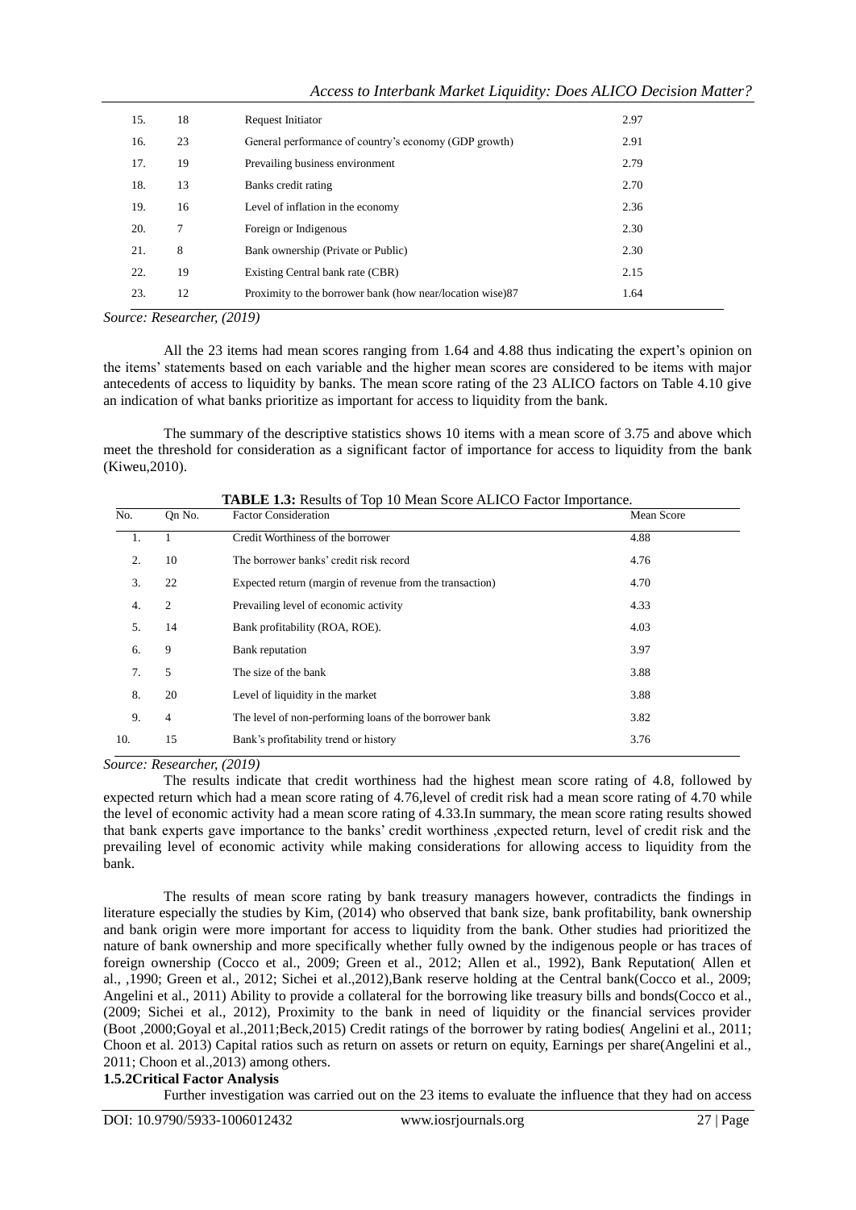| 15. | 18 | Request Initiator | 2.97 |
|---|---|---|---|
| 16. | 23 | General performance of country's economy (GDP growth) | 2.91 |
| 17. | 19 | Prevailing business environment | 2.79 |
| 18. | 13 | Banks credit rating | 2.70 |
| 19. | 16 | Level of inflation in the economy | 2.36 |
| 20. | 7 | Foreign or Indigenous | 2.30 |
| 21. | 8 | Bank ownership (Private or Public) | 2.30 |
| 22. | 19 | Existing Central bank rate (CBR) | 2.15 |
| 23. | 12 | Proximity to the borrower bank (how near/location wise)87 | 1.64 |

*Source: Researcher, (2019)*

All the 23 items had mean scores ranging from 1.64 and 4.88 thus indicating the expert's opinion on the items' statements based on each variable and the higher mean scores are considered to be items with major antecedents of access to liquidity by banks. The mean score rating of the 23 ALICO factors on Table 4.10 give an indication of what banks prioritize as important for access to liquidity from the bank.

The summary of the descriptive statistics shows 10 items with a mean score of 3.75 and above which meet the threshold for consideration as a significant factor of importance for access to liquidity from the bank (Kiweu,2010).

**TABLE 1.3:** Results of Top 10 Mean Score ALICO Factor Importance.

| No. | Qn No. | Factor Consideration | Mean Score |
|---|---|---|---|
| 1. | 1 | Credit Worthiness of the borrower | 4.88 |
| 2. | 10 | The borrower banks' credit risk record | 4.76 |
| 3. | 22 | Expected return (margin of revenue from the transaction) | 4.70 |
| 4. | 2 | Prevailing level of economic activity | 4.33 |
| 5. | 14 | Bank profitability (ROA, ROE). | 4.03 |
| 6. | 9 | Bank reputation | 3.97 |
| 7. | 5 | The size of the bank | 3.88 |
| 8. | 20 | Level of liquidity in the market | 3.88 |
| 9. | 4 | The level of non-performing loans of the borrower bank | 3.82 |
| 10. | 15 | Bank's profitability trend or history | 3.76 |

*Source: Researcher, (2019)*

The results indicate that credit worthiness had the highest mean score rating of 4.8, followed by expected return which had a mean score rating of 4.76,level of credit risk had a mean score rating of 4.70 while the level of economic activity had a mean score rating of 4.33.In summary, the mean score rating results showed that bank experts gave importance to the banks' credit worthiness ,expected return, level of credit risk and the prevailing level of economic activity while making considerations for allowing access to liquidity from the bank.

The results of mean score rating by bank treasury managers however, contradicts the findings in literature especially the studies by Kim, (2014) who observed that bank size, bank profitability, bank ownership and bank origin were more important for access to liquidity from the bank. Other studies had prioritized the nature of bank ownership and more specifically whether fully owned by the indigenous people or has traces of foreign ownership (Cocco et al., 2009; Green et al., 2012; Allen et al., 1992), Bank Reputation( Allen et al., ,1990; Green et al., 2012; Sichei et al.,2012),Bank reserve holding at the Central bank(Cocco et al., 2009; Angelini et al., 2011) Ability to provide a collateral for the borrowing like treasury bills and bonds(Cocco et al., (2009; Sichei et al., 2012), Proximity to the bank in need of liquidity or the financial services provider (Boot ,2000;Goyal et al.,2011;Beck,2015) Credit ratings of the borrower by rating bodies( Angelini et al., 2011; Choon et al. 2013) Capital ratios such as return on assets or return on equity, Earnings per share(Angelini et al., 2011; Choon et al.,2013) among others.

### 1.5.2Critical Factor Analysis

Further investigation was carried out on the 23 items to evaluate the influence that they had on access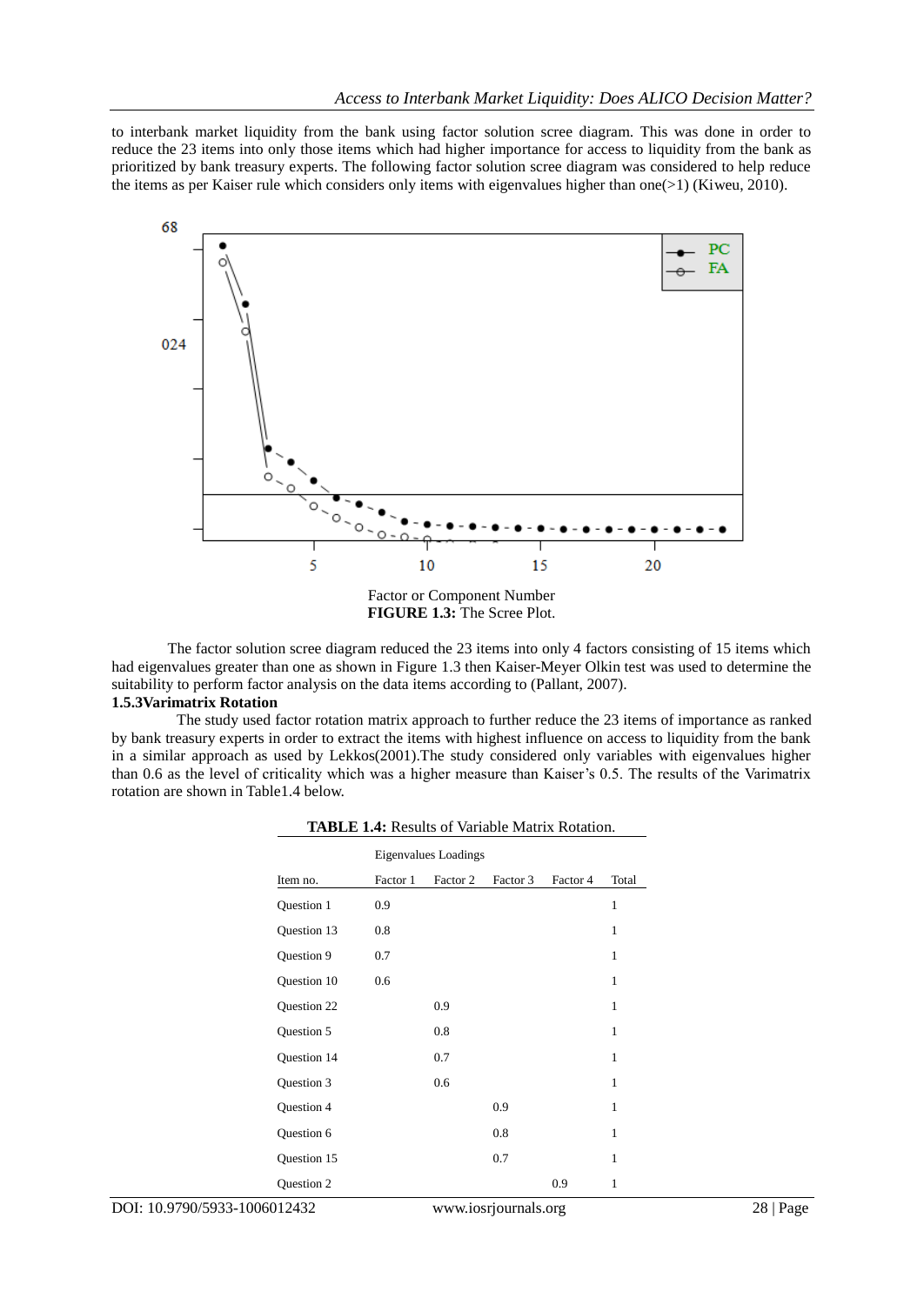to interbank market liquidity from the bank using factor solution scree diagram. This was done in order to reduce the 23 items into only those items which had higher importance for access to liquidity from the bank as prioritized by bank treasury experts. The following factor solution scree diagram was considered to help reduce the items as per Kaiser rule which considers only items with eigenvalues higher than one(>1) (Kiweu, 2010).

**FIGURE 1.3:** The Scree Plot.

The factor solution scree diagram reduced the 23 items into only 4 factors consisting of 15 items which had eigenvalues greater than one as shown in Figure 1.3 then Kaiser-Meyer Olkin test was used to determine the suitability to perform factor analysis on the data items according to (Pallant, 2007).

### 1.5.3Varimatrix Rotation

The study used factor rotation matrix approach to further reduce the 23 items of importance as ranked by bank treasury experts in order to extract the items with highest influence on access to liquidity from the bank in a similar approach as used by Lekkos(2001).The study considered only variables with eigenvalues higher than 0.6 as the level of criticality which was a higher measure than Kaiser's 0.5. The results of the Varimatrix rotation are shown in Table1.4 below.

**TABLE 1.4:** Results of Variable Matrix Rotation.

| | Eigenvalues Loadings | | | | |
|---|---|---|---|---|---|
| Item no. | Factor 1 | Factor 2 | Factor 3 | Factor 4 | Total |
| Question 1 | 0.9 | | | | 1 |
| Question 13 | 0.8 | | | | 1 |
| Question 9 | 0.7 | | | | 1 |
| Question 10 | 0.6 | | | | 1 |
| Question 22 | | 0.9 | | | 1 |
| Question 5 | | 0.8 | | | 1 |
| Question 14 | | 0.7 | | | 1 |
| Question 3 | | 0.6 | | | 1 |
| Question 4 | | | 0.9 | | 1 |
| Question 6 | | | 0.8 | | 1 |
| Question 15 | | | 0.7 | | 1 |
| Question 2 | | | | 0.9 | 1 |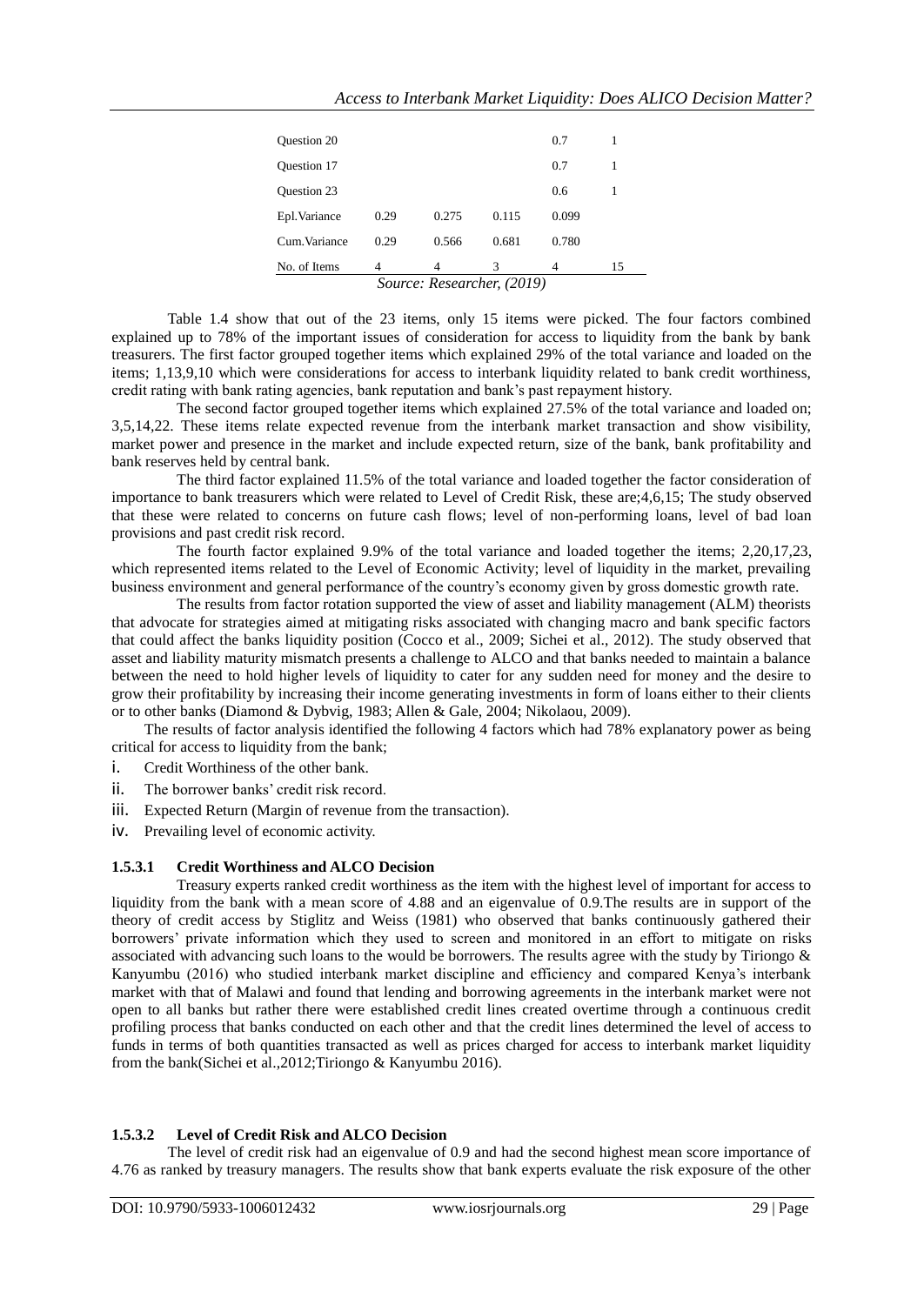| | | | | | |
|---|---|---|---|---|---|
| Question 20 | | | | 0.7 | 1 |
| Question 17 | | | | 0.7 | 1 |
| Question 23 | | | | 0.6 | 1 |
| Epl.Variance | 0.29 | 0.275 | 0.115 | 0.099 | |
| Cum.Variance | 0.29 | 0.566 | 0.681 | 0.780 | |
| No. of Items | 4 | 4 | 3 | 4 | 15 |

*Source: Researcher, (2019)*

Table 1.4 show that out of the 23 items, only 15 items were picked. The four factors combined explained up to 78% of the important issues of consideration for access to liquidity from the bank by bank treasurers. The first factor grouped together items which explained 29% of the total variance and loaded on the items; 1,13,9,10 which were considerations for access to interbank liquidity related to bank credit worthiness, credit rating with bank rating agencies, bank reputation and bank's past repayment history.

The second factor grouped together items which explained 27.5% of the total variance and loaded on; 3,5,14,22. These items relate expected revenue from the interbank market transaction and show visibility, market power and presence in the market and include expected return, size of the bank, bank profitability and bank reserves held by central bank.

The third factor explained 11.5% of the total variance and loaded together the factor consideration of importance to bank treasurers which were related to Level of Credit Risk, these are;4,6,15; The study observed that these were related to concerns on future cash flows; level of non-performing loans, level of bad loan provisions and past credit risk record.

The fourth factor explained 9.9% of the total variance and loaded together the items; 2,20,17,23, which represented items related to the Level of Economic Activity; level of liquidity in the market, prevailing business environment and general performance of the country's economy given by gross domestic growth rate.

The results from factor rotation supported the view of asset and liability management (ALM) theorists that advocate for strategies aimed at mitigating risks associated with changing macro and bank specific factors that could affect the banks liquidity position (Cocco et al., 2009; Sichei et al., 2012). The study observed that asset and liability maturity mismatch presents a challenge to ALCO and that banks needed to maintain a balance between the need to hold higher levels of liquidity to cater for any sudden need for money and the desire to grow their profitability by increasing their income generating investments in form of loans either to their clients or to other banks (Diamond & Dybvig, 1983; Allen & Gale, 2004; Nikolaou, 2009).

The results of factor analysis identified the following 4 factors which had 78% explanatory power as being critical for access to liquidity from the bank;

i. Credit Worthiness of the other bank.
ii. The borrower banks' credit risk record.
iii. Expected Return (Margin of revenue from the transaction).
iv. Prevailing level of economic activity.

### 1.5.3.1 Credit Worthiness and ALCO Decision

Treasury experts ranked credit worthiness as the item with the highest level of important for access to liquidity from the bank with a mean score of 4.88 and an eigenvalue of 0.9.The results are in support of the theory of credit access by Stiglitz and Weiss (1981) who observed that banks continuously gathered their borrowers' private information which they used to screen and monitored in an effort to mitigate on risks associated with advancing such loans to the would be borrowers. The results agree with the study by Tiriongo & Kanyumbu (2016) who studied interbank market discipline and efficiency and compared Kenya's interbank market with that of Malawi and found that lending and borrowing agreements in the interbank market were not open to all banks but rather there were established credit lines created overtime through a continuous credit profiling process that banks conducted on each other and that the credit lines determined the level of access to funds in terms of both quantities transacted as well as prices charged for access to interbank market liquidity from the bank(Sichei et al.,2012;Tiriongo & Kanyumbu 2016).

### 1.5.3.2 Level of Credit Risk and ALCO Decision

The level of credit risk had an eigenvalue of 0.9 and had the second highest mean score importance of 4.76 as ranked by treasury managers. The results show that bank experts evaluate the risk exposure of the other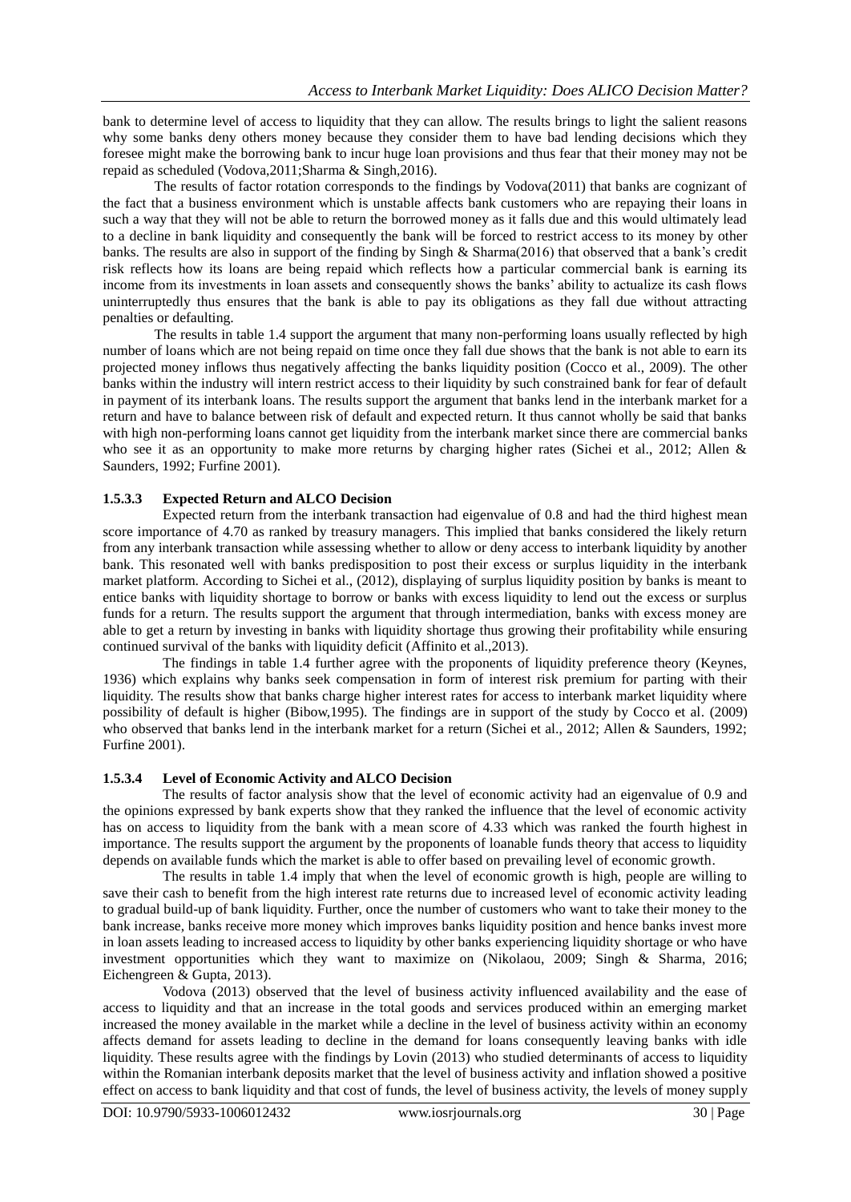bank to determine level of access to liquidity that they can allow. The results brings to light the salient reasons why some banks deny others money because they consider them to have bad lending decisions which they foresee might make the borrowing bank to incur huge loan provisions and thus fear that their money may not be repaid as scheduled (Vodova,2011;Sharma & Singh,2016).

The results of factor rotation corresponds to the findings by Vodova(2011) that banks are cognizant of the fact that a business environment which is unstable affects bank customers who are repaying their loans in such a way that they will not be able to return the borrowed money as it falls due and this would ultimately lead to a decline in bank liquidity and consequently the bank will be forced to restrict access to its money by other banks. The results are also in support of the finding by Singh & Sharma(2016) that observed that a bank's credit risk reflects how its loans are being repaid which reflects how a particular commercial bank is earning its income from its investments in loan assets and consequently shows the banks' ability to actualize its cash flows uninterruptedly thus ensures that the bank is able to pay its obligations as they fall due without attracting penalties or defaulting.

The results in table 1.4 support the argument that many non-performing loans usually reflected by high number of loans which are not being repaid on time once they fall due shows that the bank is not able to earn its projected money inflows thus negatively affecting the banks liquidity position (Cocco et al., 2009). The other banks within the industry will intern restrict access to their liquidity by such constrained bank for fear of default in payment of its interbank loans. The results support the argument that banks lend in the interbank market for a return and have to balance between risk of default and expected return. It thus cannot wholly be said that banks with high non-performing loans cannot get liquidity from the interbank market since there are commercial banks who see it as an opportunity to make more returns by charging higher rates (Sichei et al., 2012; Allen & Saunders, 1992; Furfine 2001).

### 1.5.3.3 Expected Return and ALCO Decision

Expected return from the interbank transaction had eigenvalue of 0.8 and had the third highest mean score importance of 4.70 as ranked by treasury managers. This implied that banks considered the likely return from any interbank transaction while assessing whether to allow or deny access to interbank liquidity by another bank. This resonated well with banks predisposition to post their excess or surplus liquidity in the interbank market platform. According to Sichei et al., (2012), displaying of surplus liquidity position by banks is meant to entice banks with liquidity shortage to borrow or banks with excess liquidity to lend out the excess or surplus funds for a return. The results support the argument that through intermediation, banks with excess money are able to get a return by investing in banks with liquidity shortage thus growing their profitability while ensuring continued survival of the banks with liquidity deficit (Affinito et al.,2013).

The findings in table 1.4 further agree with the proponents of liquidity preference theory (Keynes, 1936) which explains why banks seek compensation in form of interest risk premium for parting with their liquidity. The results show that banks charge higher interest rates for access to interbank market liquidity where possibility of default is higher (Bibow,1995). The findings are in support of the study by Cocco et al. (2009) who observed that banks lend in the interbank market for a return (Sichei et al., 2012; Allen & Saunders, 1992; Furfine 2001).

### 1.5.3.4 Level of Economic Activity and ALCO Decision

The results of factor analysis show that the level of economic activity had an eigenvalue of 0.9 and the opinions expressed by bank experts show that they ranked the influence that the level of economic activity has on access to liquidity from the bank with a mean score of 4.33 which was ranked the fourth highest in importance. The results support the argument by the proponents of loanable funds theory that access to liquidity depends on available funds which the market is able to offer based on prevailing level of economic growth.

The results in table 1.4 imply that when the level of economic growth is high, people are willing to save their cash to benefit from the high interest rate returns due to increased level of economic activity leading to gradual build-up of bank liquidity. Further, once the number of customers who want to take their money to the bank increase, banks receive more money which improves banks liquidity position and hence banks invest more in loan assets leading to increased access to liquidity by other banks experiencing liquidity shortage or who have investment opportunities which they want to maximize on (Nikolaou, 2009; Singh & Sharma, 2016; Eichengreen & Gupta, 2013).

Vodova (2013) observed that the level of business activity influenced availability and the ease of access to liquidity and that an increase in the total goods and services produced within an emerging market increased the money available in the market while a decline in the level of business activity within an economy affects demand for assets leading to decline in the demand for loans consequently leaving banks with idle liquidity. These results agree with the findings by Lovin (2013) who studied determinants of access to liquidity within the Romanian interbank deposits market that the level of business activity and inflation showed a positive effect on access to bank liquidity and that cost of funds, the level of business activity, the levels of money supply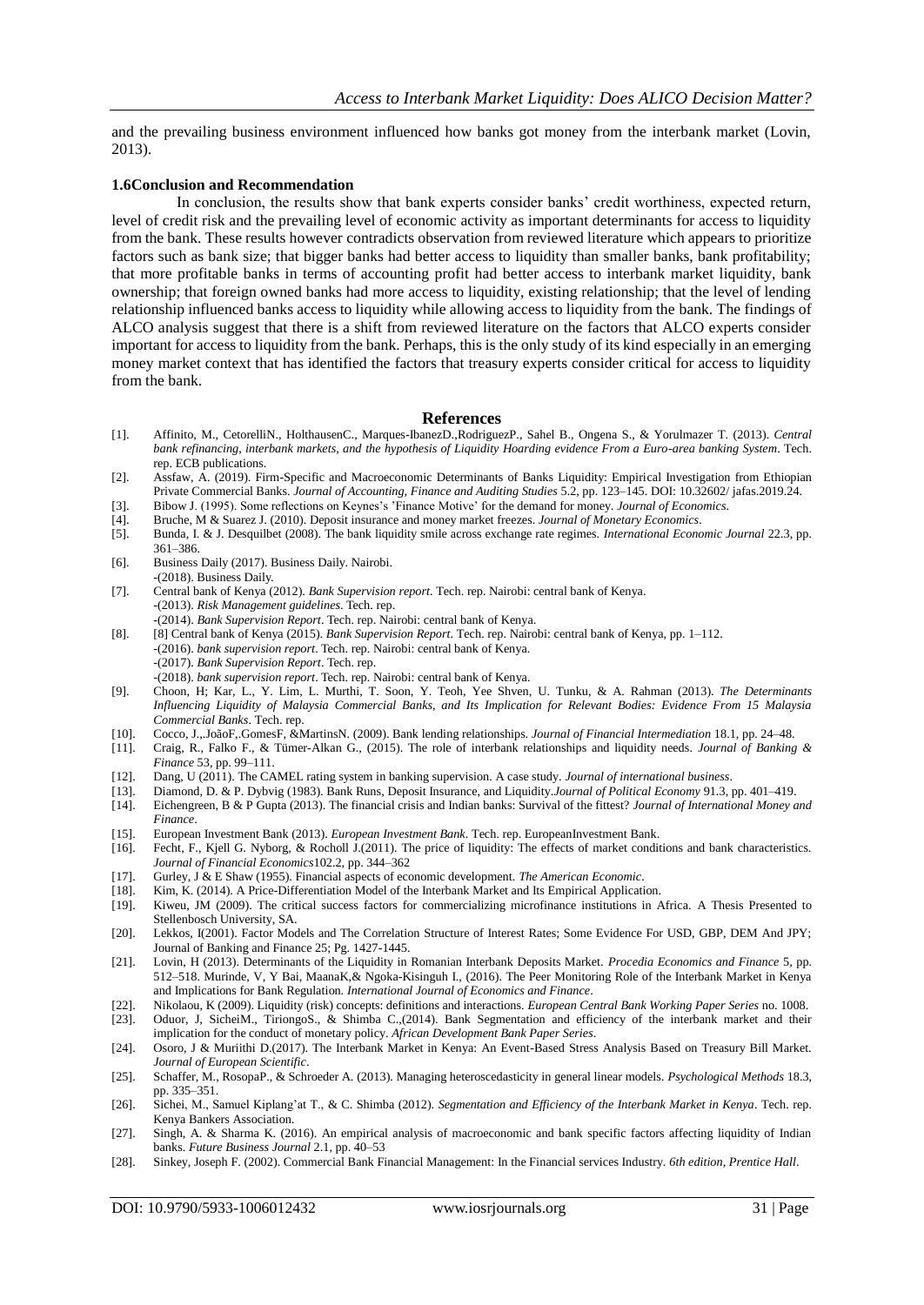and the prevailing business environment influenced how banks got money from the interbank market (Lovin, 2013).

### 1.6Conclusion and Recommendation

In conclusion, the results show that bank experts consider banks' credit worthiness, expected return, level of credit risk and the prevailing level of economic activity as important determinants for access to liquidity from the bank. These results however contradicts observation from reviewed literature which appears to prioritize factors such as bank size; that bigger banks had better access to liquidity than smaller banks, bank profitability; that more profitable banks in terms of accounting profit had better access to interbank market liquidity, bank ownership; that foreign owned banks had more access to liquidity, existing relationship; that the level of lending relationship influenced banks access to liquidity while allowing access to liquidity from the bank. The findings of ALCO analysis suggest that there is a shift from reviewed literature on the factors that ALCO experts consider important for access to liquidity from the bank. Perhaps, this is the only study of its kind especially in an emerging money market context that has identified the factors that treasury experts consider critical for access to liquidity from the bank.

## References

[1]. Affinito, M., CetorelliN., HolthausenC., Marques-IbanezD.,RodriguezP., Sahel B., Ongena S., & Yorulmazer T. (2013). *Central bank refinancing, interbank markets, and the hypothesis of Liquidity Hoarding evidence From a Euro-area banking System*. Tech. rep. ECB publications.

[2]. Assfaw, A. (2019). Firm-Specific and Macroeconomic Determinants of Banks Liquidity: Empirical Investigation from Ethiopian Private Commercial Banks. *Journal of Accounting, Finance and Auditing Studies* 5.2, pp. 123–145. DOI: 10.32602/ jafas.2019.24.

[3]. Bibow J. (1995). Some reflections on Keynes's 'Finance Motive' for the demand for money. *Journal of Economics*.

[4]. Bruche, M & Suarez J. (2010). Deposit insurance and money market freezes. *Journal of Monetary Economics*.

[5]. Bunda, I. & J. Desquilbet (2008). The bank liquidity smile across exchange rate regimes. *International Economic Journal* 22.3, pp. 361–386.

[6]. Business Daily (2017). Business Daily. Nairobi.
-(2018). Business Daily.

[7]. Central bank of Kenya (2012). *Bank Supervision report*. Tech. rep. Nairobi: central bank of Kenya.
-(2013). *Risk Management guidelines*. Tech. rep.
-(2014). *Bank Supervision Report*. Tech. rep. Nairobi: central bank of Kenya.

[8]. [8] Central bank of Kenya (2015). *Bank Supervision Report*. Tech. rep. Nairobi: central bank of Kenya, pp. 1–112.
-(2016). *bank supervision report*. Tech. rep. Nairobi: central bank of Kenya.
-(2017). *Bank Supervision Report*. Tech. rep.
-(2018). *bank supervision report*. Tech. rep. Nairobi: central bank of Kenya.

[9]. Choon, H; Kar, L., Y. Lim, L. Murthi, T. Soon, Y. Teoh, Yee Shven, U. Tunku, & A. Rahman (2013). *The Determinants Influencing Liquidity of Malaysia Commercial Banks, and Its Implication for Relevant Bodies: Evidence From 15 Malaysia Commercial Banks*. Tech. rep.

[10]. Cocco, J.,.JoãoF,.GomesF, &MartinsN. (2009). Bank lending relationships. *Journal of Financial Intermediation* 18.1, pp. 24–48.

[11]. Craig, R., Falko F., & Tümer-Alkan G., (2015). The role of interbank relationships and liquidity needs. *Journal of Banking & Finance* 53, pp. 99–111.

[12]. Dang, U (2011). The CAMEL rating system in banking supervision. A case study. *Journal of international business*.

[13]. Diamond, D. & P. Dybvig (1983). Bank Runs, Deposit Insurance, and Liquidity.*Journal of Political Economy* 91.3, pp. 401–419.

[14]. Eichengreen, B & P Gupta (2013). The financial crisis and Indian banks: Survival of the fittest? *Journal of International Money and Finance*.

[15]. European Investment Bank (2013). *European Investment Bank*. Tech. rep. EuropeanInvestment Bank.

[16]. Fecht, F., Kjell G. Nyborg, & Rocholl J.(2011). The price of liquidity: The effects of market conditions and bank characteristics. *Journal of Financial Economics*102.2, pp. 344–362

[17]. Gurley, J & E Shaw (1955). Financial aspects of economic development. *The American Economic*.

[18]. Kim, K. (2014). A Price-Differentiation Model of the Interbank Market and Its Empirical Application.

[19]. Kiweu, JM (2009). The critical success factors for commercializing microfinance institutions in Africa. A Thesis Presented to Stellenbosch University, SA.

[20]. Lekkos, I(2001). Factor Models and The Correlation Structure of Interest Rates; Some Evidence For USD, GBP, DEM And JPY; Journal of Banking and Finance 25; Pg. 1427-1445.

[21]. Lovin, H (2013). Determinants of the Liquidity in Romanian Interbank Deposits Market. *Procedia Economics and Finance* 5, pp. 512–518. Murinde, V, Y Bai, MaanaK,& Ngoka-Kisinguh I., (2016). The Peer Monitoring Role of the Interbank Market in Kenya and Implications for Bank Regulation. *International Journal of Economics and Finance*.

[22]. Nikolaou, K (2009). Liquidity (risk) concepts: definitions and interactions. *European Central Bank Working Paper Series* no. 1008.

[23]. Oduor, J, SicheiM., TiriongoS., & Shimba C.,(2014). Bank Segmentation and efficiency of the interbank market and their implication for the conduct of monetary policy. *African Development Bank Paper Series*.

[24]. Osoro, J & Muriithi D.(2017). The Interbank Market in Kenya: An Event-Based Stress Analysis Based on Treasury Bill Market. *Journal of European Scientific*.

[25]. Schaffer, M., RosopaP., & Schroeder A. (2013). Managing heteroscedasticity in general linear models. *Psychological Methods* 18.3, pp. 335–351.

[26]. Sichei, M., Samuel Kiplang'at T., & C. Shimba (2012). *Segmentation and Efficiency of the Interbank Market in Kenya*. Tech. rep. Kenya Bankers Association.

[27]. Singh, A. & Sharma K. (2016). An empirical analysis of macroeconomic and bank specific factors affecting liquidity of Indian banks. *Future Business Journal* 2.1, pp. 40–53

[28]. Sinkey, Joseph F. (2002). Commercial Bank Financial Management: In the Financial services Industry. *6th edition, Prentice Hall*.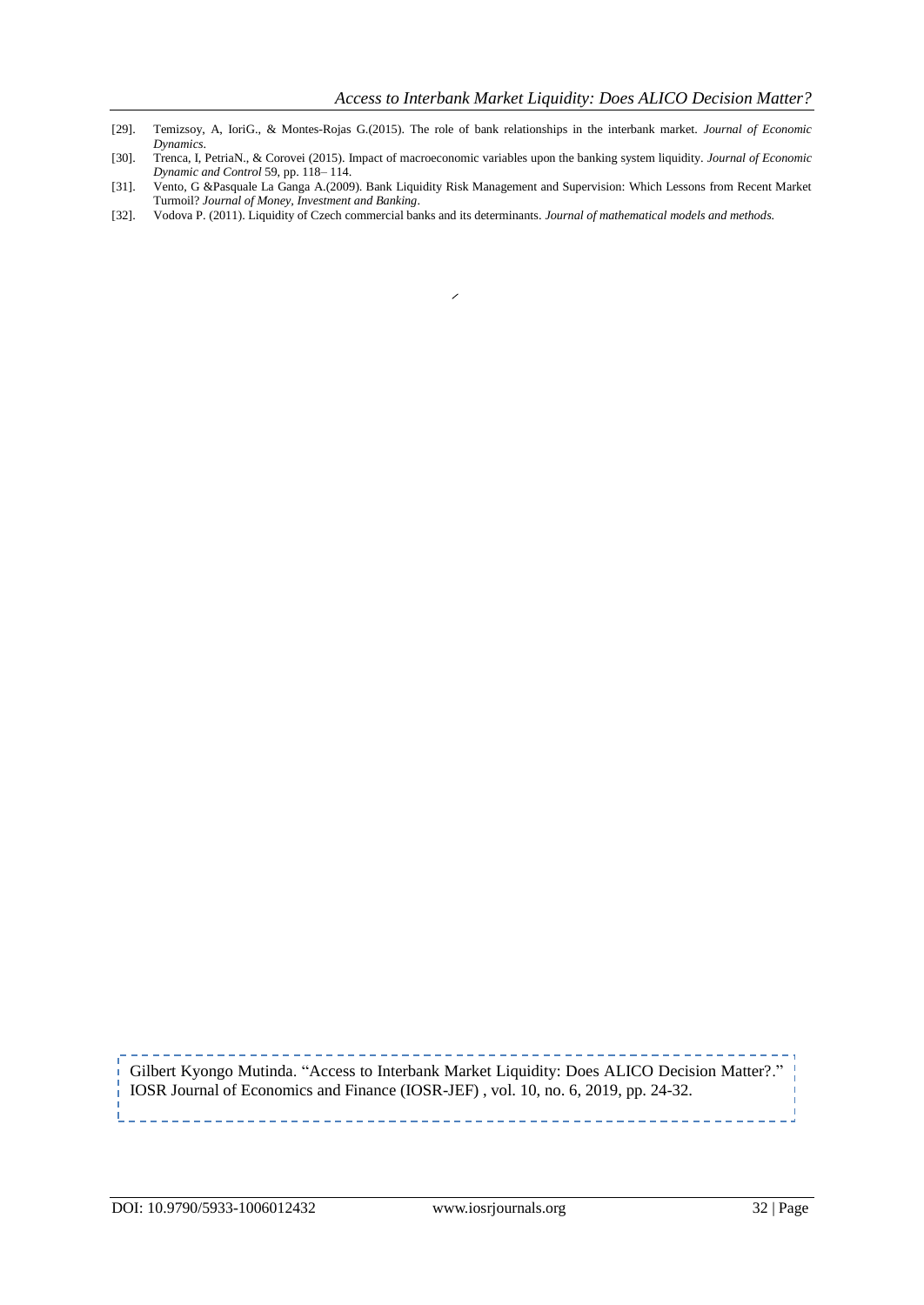[29]. Temizsoy, A, IoriG., & Montes-Rojas G.(2015). The role of bank relationships in the interbank market. *Journal of Economic Dynamics.*

[30]. Trenca, I, PetriaN., & Corovei (2015). Impact of macroeconomic variables upon the banking system liquidity. *Journal of Economic Dynamic and Control* 59, pp. 118– 114.

[31]. Vento, G &Pasquale La Ganga A.(2009). Bank Liquidity Risk Management and Supervision: Which Lessons from Recent Market Turmoil? *Journal of Money, Investment and Banking*.

[32]. Vodova P. (2011). Liquidity of Czech commercial banks and its determinants. *Journal of mathematical models and methods.*

Gilbert Kyongo Mutinda. "Access to Interbank Market Liquidity: Does ALICO Decision Matter?." IOSR Journal of Economics and Finance (IOSR-JEF) , vol. 10, no. 6, 2019, pp. 24-32.